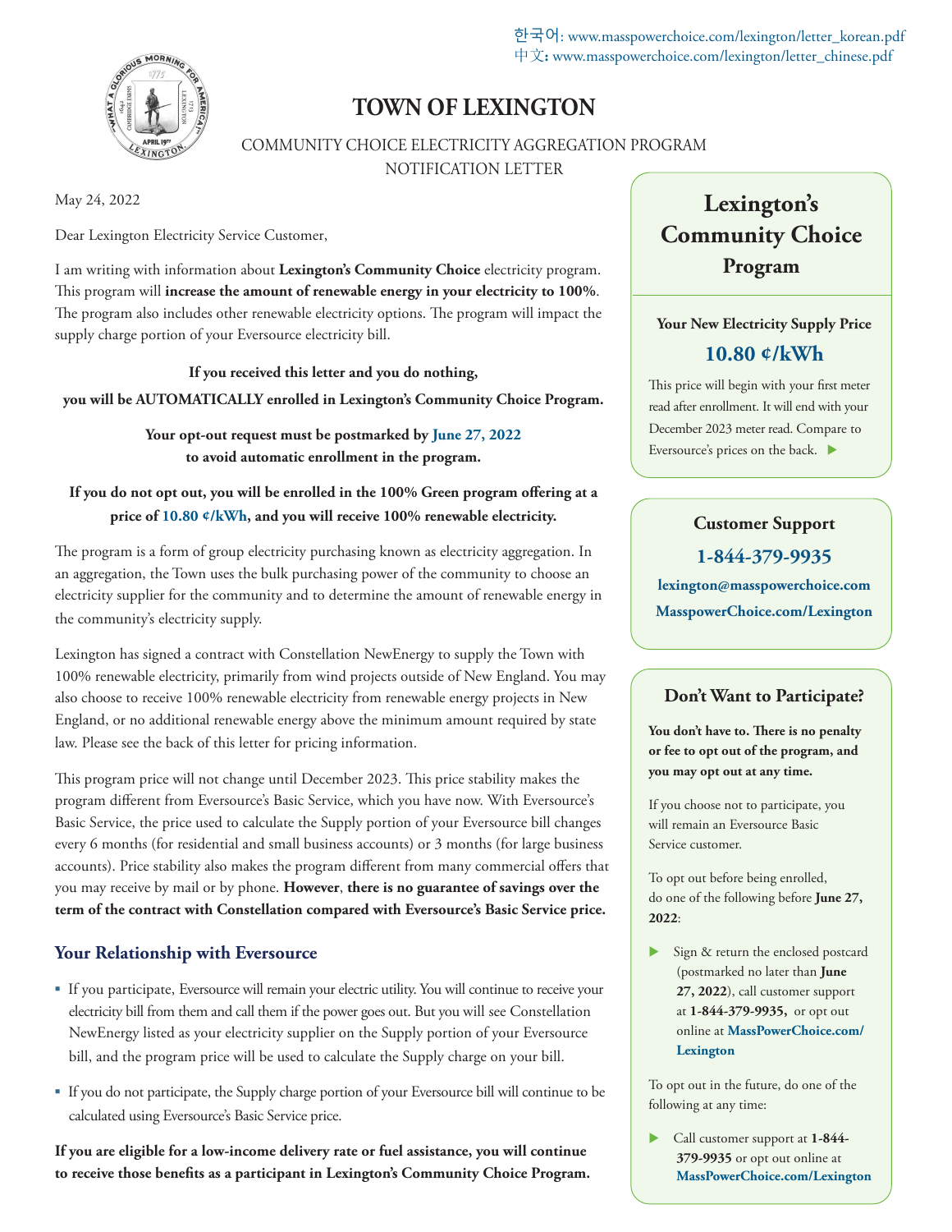한국어: www.masspowerchoice.com/lexington/letter_korean.pdf
中文: www.masspowerchoice.com/lexington/letter_chinese.pdf

# TOWN OF LEXINGTON

COMMUNITY CHOICE ELECTRICITY AGGREGATION PROGRAM
NOTIFICATION LETTER

May 24, 2022

Dear Lexington Electricity Service Customer,

I am writing with information about **Lexington's Community Choice** electricity program. This program will **increase the amount of renewable energy in your electricity to 100%**. The program also includes other renewable electricity options. The program will impact the supply charge portion of your Eversource electricity bill.

**If you received this letter and you do nothing,**
**you will be AUTOMATICALLY enrolled in Lexington's Community Choice Program.**

**Your opt-out request must be postmarked by June 27, 2022**
**to avoid automatic enrollment in the program.**

**If you do not opt out, you will be enrolled in the 100% Green program offering at a price of 10.80 ¢/kWh, and you will receive 100% renewable electricity.**

The program is a form of group electricity purchasing known as electricity aggregation. In an aggregation, the Town uses the bulk purchasing power of the community to choose an electricity supplier for the community and to determine the amount of renewable energy in the community's electricity supply.

Lexington has signed a contract with Constellation NewEnergy to supply the Town with 100% renewable electricity, primarily from wind projects outside of New England. You may also choose to receive 100% renewable electricity from renewable energy projects in New England, or no additional renewable energy above the minimum amount required by state law. Please see the back of this letter for pricing information.

This program price will not change until December 2023. This price stability makes the program different from Eversource's Basic Service, which you have now. With Eversource's Basic Service, the price used to calculate the Supply portion of your Eversource bill changes every 6 months (for residential and small business accounts) or 3 months (for large business accounts). Price stability also makes the program different from many commercial offers that you may receive by mail or by phone. **However, there is no guarantee of savings over the term of the contract with Constellation compared with Eversource's Basic Service price.**

## Your Relationship with Eversource

- If you participate, Eversource will remain your electric utility. You will continue to receive your electricity bill from them and call them if the power goes out. But you will see Constellation NewEnergy listed as your electricity supplier on the Supply portion of your Eversource bill, and the program price will be used to calculate the Supply charge on your bill.
- If you do not participate, the Supply charge portion of your Eversource bill will continue to be calculated using Eversource's Basic Service price.

**If you are eligible for a low-income delivery rate or fuel assistance, you will continue to receive those benefits as a participant in Lexington's Community Choice Program.**

## Lexington's Community Choice Program

**Your New Electricity Supply Price**

**10.80 ¢/kWh**

This price will begin with your first meter read after enrollment. It will end with your December 2023 meter read. Compare to Eversource's prices on the back. ▶

## Customer Support

**1-844-379-9935**

**lexington@masspowerchoice.com**

**MasspowerChoice.com/Lexington**

## Don't Want to Participate?

**You don't have to. There is no penalty or fee to opt out of the program, and you may opt out at any time.**

If you choose not to participate, you will remain an Eversource Basic Service customer.

To opt out before being enrolled, do one of the following before **June 27, 2022**:

- Sign & return the enclosed postcard (postmarked no later than **June 27, 2022**), call customer support at **1-844-379-9935**, or opt out online at **MassPowerChoice.com/Lexington**

To opt out in the future, do one of the following at any time:

- Call customer support at **1-844-379-9935** or opt out online at **MassPowerChoice.com/Lexington**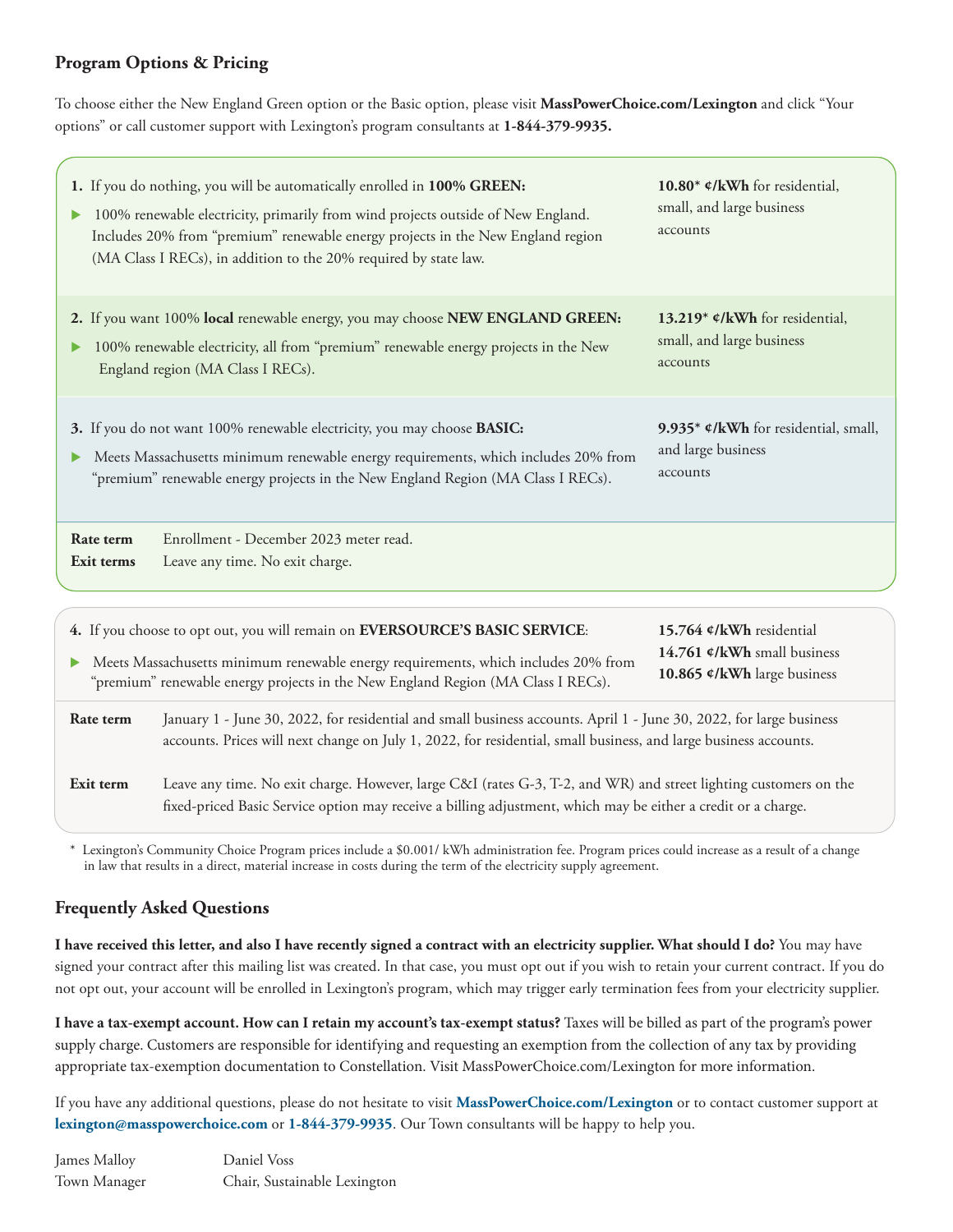## Program Options & Pricing

To choose either the New England Green option or the Basic option, please visit **MassPowerChoice.com/Lexington** and click "Your options" or call customer support with Lexington's program consultants at **1-844-379-9935.**

**1.** If you do nothing, you will be automatically enrolled in **100% GREEN:**

- 100% renewable electricity, primarily from wind projects outside of New England. Includes 20% from "premium" renewable energy projects in the New England region (MA Class I RECs), in addition to the 20% required by state law.

**10.80* ¢/kWh** for residential, small, and large business accounts

**2.** If you want 100% **local** renewable energy, you may choose **NEW ENGLAND GREEN:**

- 100% renewable electricity, all from "premium" renewable energy projects in the New England region (MA Class I RECs).

**13.219* ¢/kWh** for residential, small, and large business accounts

**3.** If you do not want 100% renewable electricity, you may choose **BASIC:**

- Meets Massachusetts minimum renewable energy requirements, which includes 20% from "premium" renewable energy projects in the New England Region (MA Class I RECs).

**9.935* ¢/kWh** for residential, small, and large business accounts

**Rate term** Enrollment - December 2023 meter read.
**Exit terms** Leave any time. No exit charge.

**4.** If you choose to opt out, you will remain on **EVERSOURCE'S BASIC SERVICE**:

- Meets Massachusetts minimum renewable energy requirements, which includes 20% from "premium" renewable energy projects in the New England Region (MA Class I RECs).

**15.764 ¢/kWh** residential
**14.761 ¢/kWh** small business
**10.865 ¢/kWh** large business

**Rate term** January 1 - June 30, 2022, for residential and small business accounts. April 1 - June 30, 2022, for large business accounts. Prices will next change on July 1, 2022, for residential, small business, and large business accounts.

**Exit term** Leave any time. No exit charge. However, large C&I (rates G-3, T-2, and WR) and street lighting customers on the fixed-priced Basic Service option may receive a billing adjustment, which may be either a credit or a charge.

* Lexington's Community Choice Program prices include a $0.001/ kWh administration fee. Program prices could increase as a result of a change in law that results in a direct, material increase in costs during the term of the electricity supply agreement.

## Frequently Asked Questions

**I have received this letter, and also I have recently signed a contract with an electricity supplier. What should I do?** You may have signed your contract after this mailing list was created. In that case, you must opt out if you wish to retain your current contract. If you do not opt out, your account will be enrolled in Lexington's program, which may trigger early termination fees from your electricity supplier.

**I have a tax-exempt account. How can I retain my account's tax-exempt status?** Taxes will be billed as part of the program's power supply charge. Customers are responsible for identifying and requesting an exemption from the collection of any tax by providing appropriate tax-exemption documentation to Constellation. Visit MassPowerChoice.com/Lexington for more information.

If you have any additional questions, please do not hesitate to visit **MassPowerChoice.com/Lexington** or to contact customer support at **lexington@masspowerchoice.com** or **1-844-379-9935**. Our Town consultants will be happy to help you.

James Malloy
Town Manager

Daniel Voss
Chair, Sustainable Lexington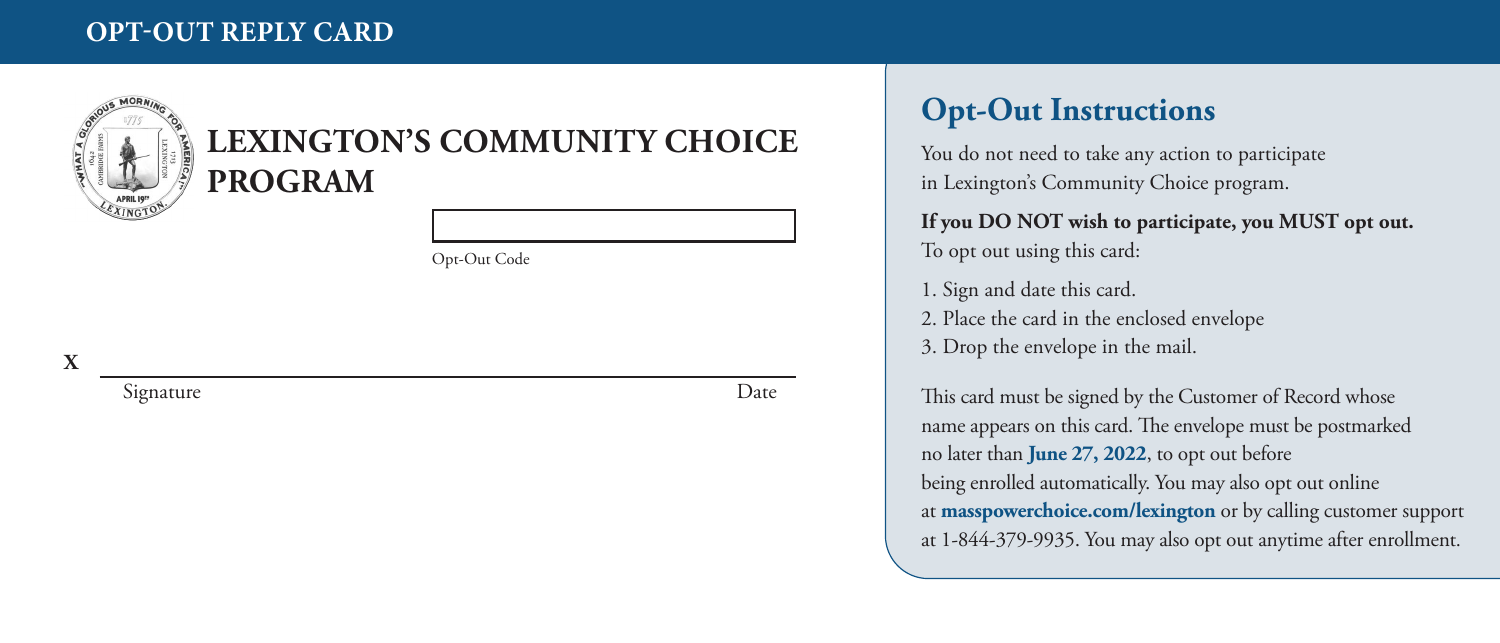# OPT-OUT REPLY CARD

## LEXINGTON'S COMMUNITY CHOICE PROGRAM

Opt-Out Code

X

Signature | Date

## Opt-Out Instructions

You do not need to take any action to participate in Lexington's Community Choice program.

**If you DO NOT wish to participate, you MUST opt out.**
To opt out using this card:

1. Sign and date this card.
2. Place the card in the enclosed envelope
3. Drop the envelope in the mail.

This card must be signed by the Customer of Record whose name appears on this card. The envelope must be postmarked no later than **June 27, 2022**, to opt out before being enrolled automatically. You may also opt out online at **masspowerchoice.com/lexington** or by calling customer support at 1-844-379-9935. You may also opt out anytime after enrollment.